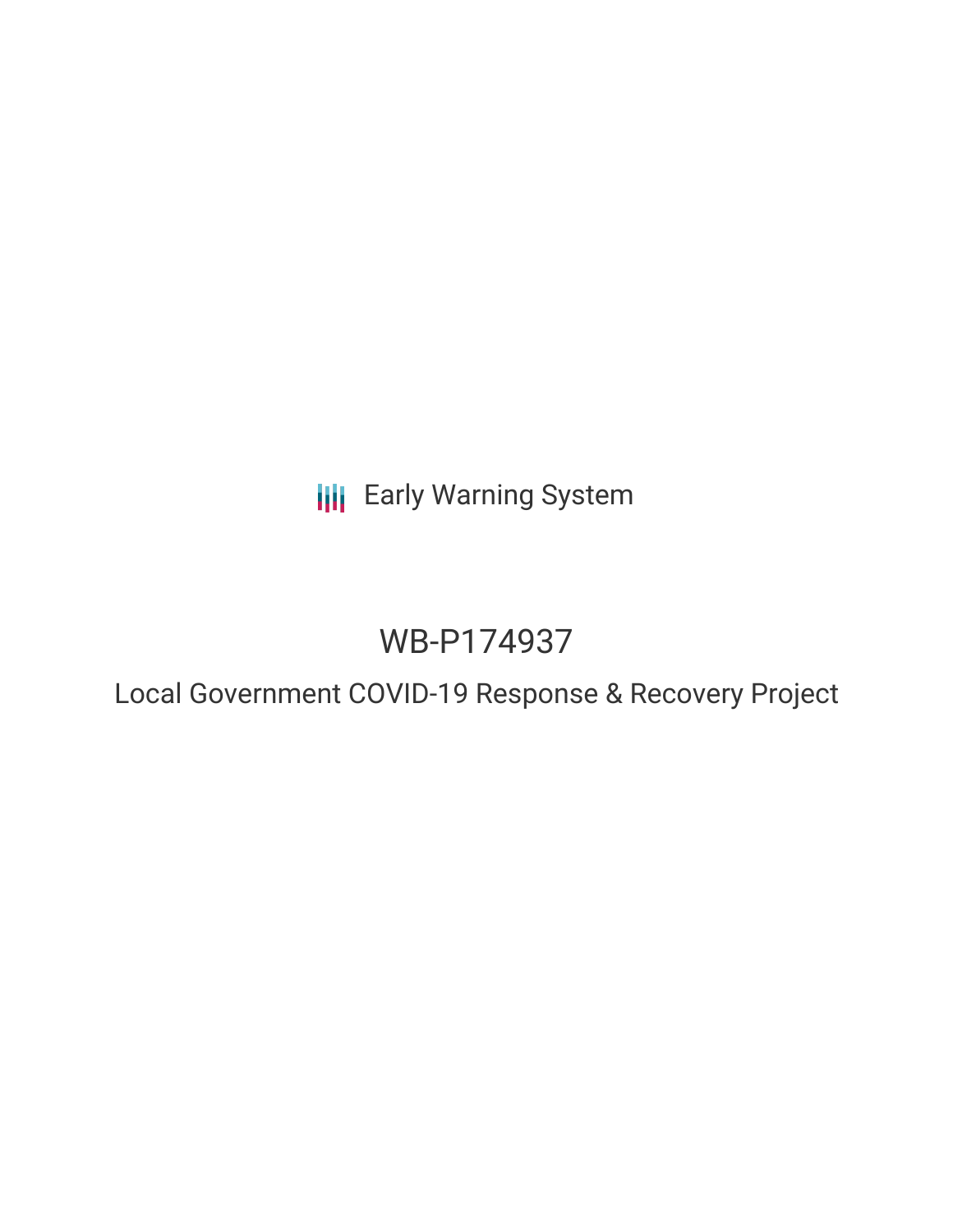Early Warning System

# WB-P174937

## Local Government COVID-19 Response & Recovery Project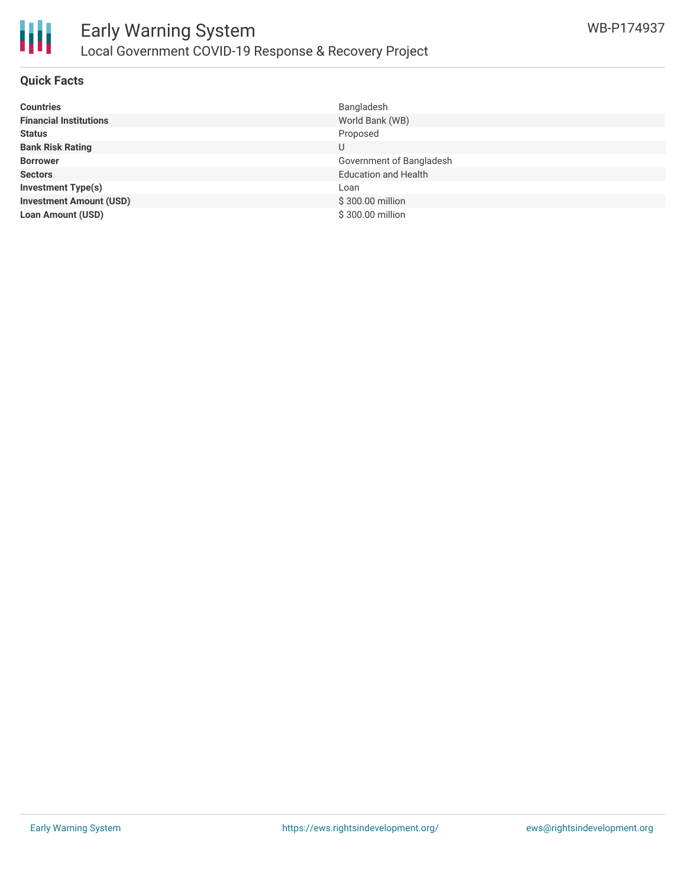## Quick Facts

| | |
|---|---|
| **Countries** | Bangladesh |
| **Financial Institutions** | World Bank (WB) |
| **Status** | Proposed |
| **Bank Risk Rating** | U |
| **Borrower** | Government of Bangladesh |
| **Sectors** | Education and Health |
| **Investment Type(s)** | Loan |
| **Investment Amount (USD)** | $ 300.00 million |
| **Loan Amount (USD)** | $ 300.00 million |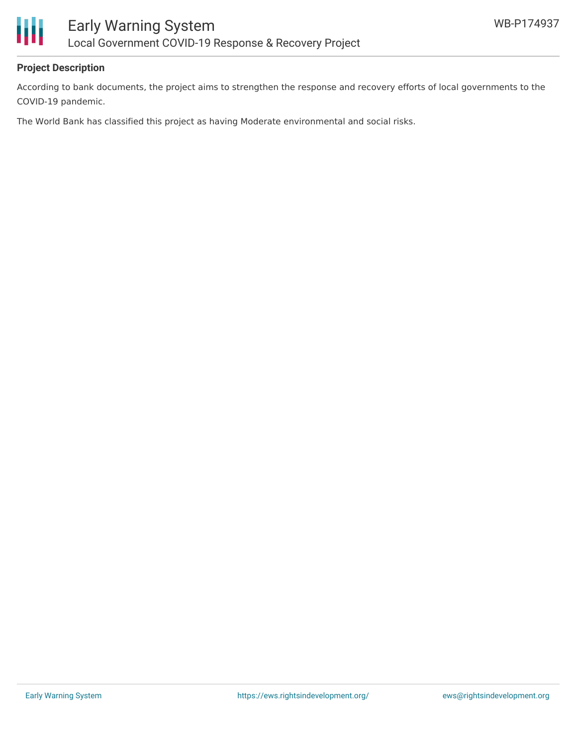**Project Description**

According to bank documents, the project aims to strengthen the response and recovery efforts of local governments to the COVID-19 pandemic.

The World Bank has classified this project as having Moderate environmental and social risks.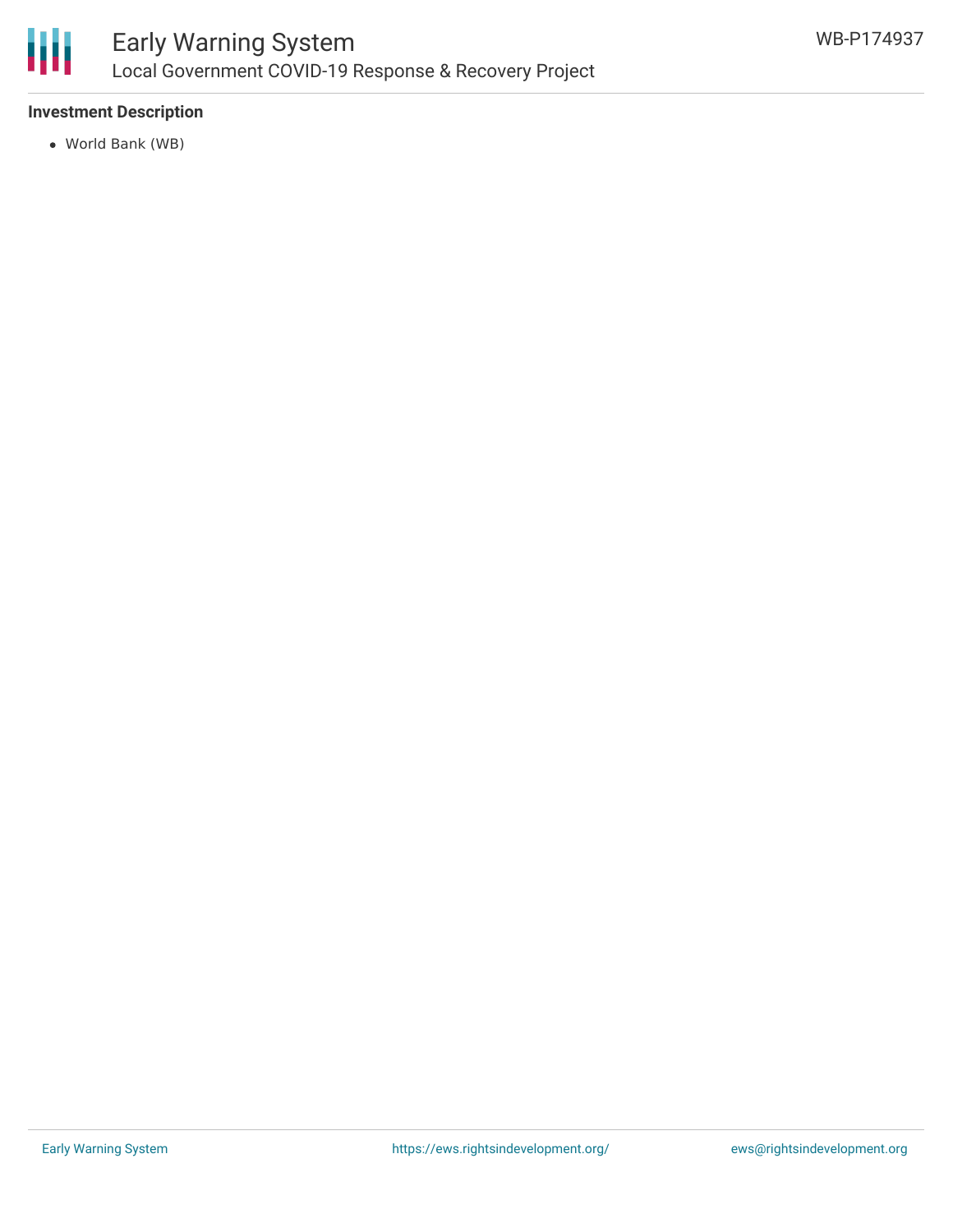**Investment Description**

- World Bank (WB)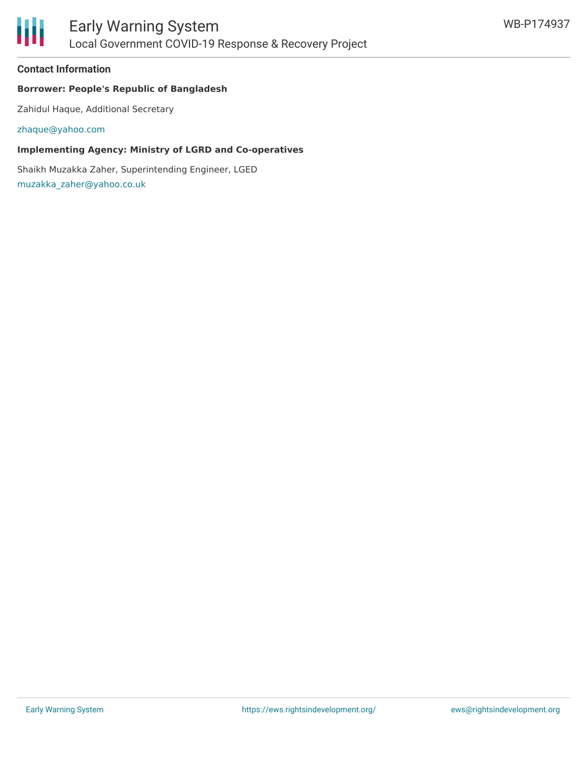## Contact Information

**Borrower: People's Republic of Bangladesh**

Zahidul Haque, Additional Secretary

zhaque@yahoo.com

**Implementing Agency: Ministry of LGRD and Co-operatives**

Shaikh Muzakka Zaher, Superintending Engineer, LGED
muzakka_zaher@yahoo.co.uk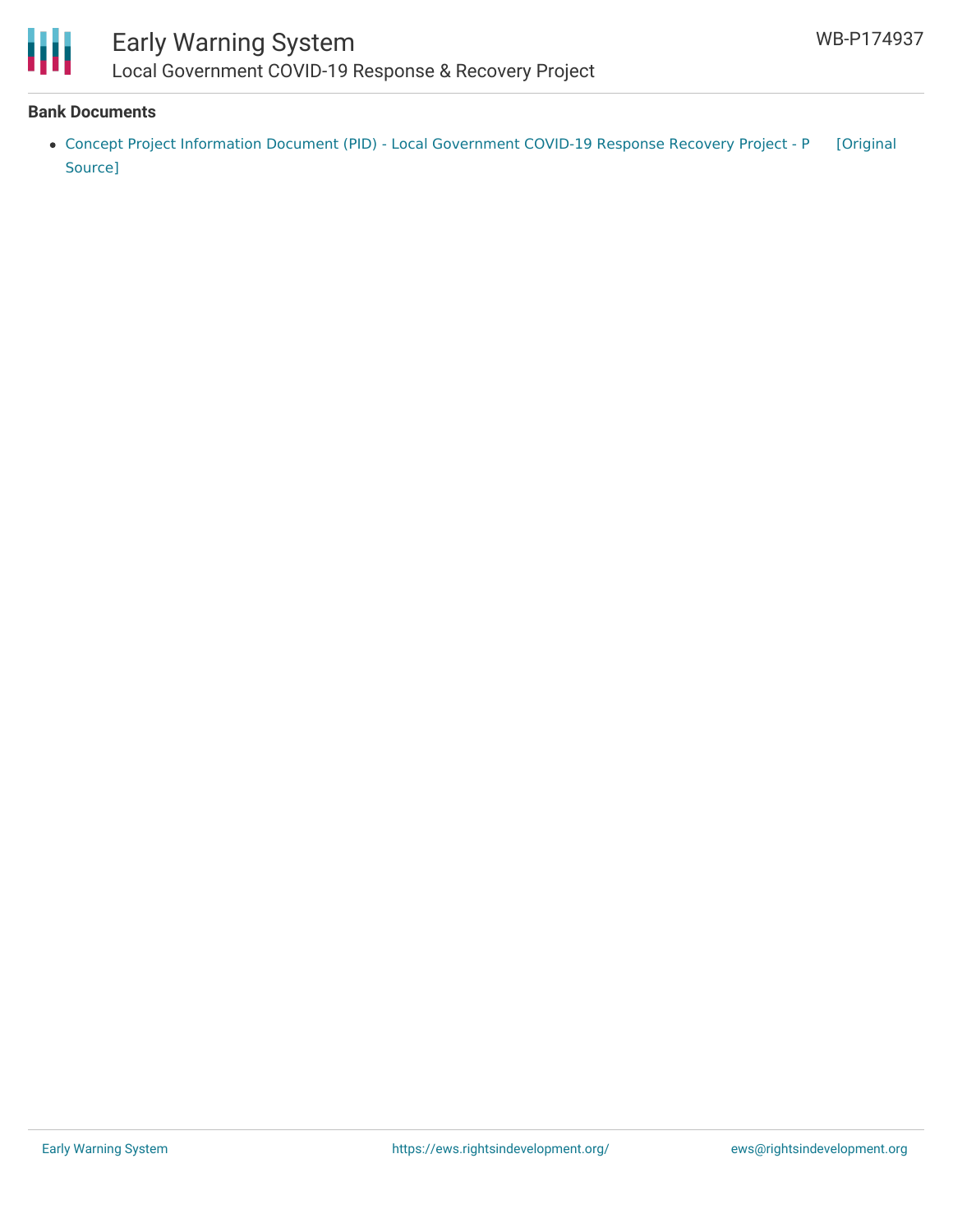**Bank Documents**

- Concept Project Information Document (PID) - Local Government COVID-19 Response Recovery Project - P [Original Source]